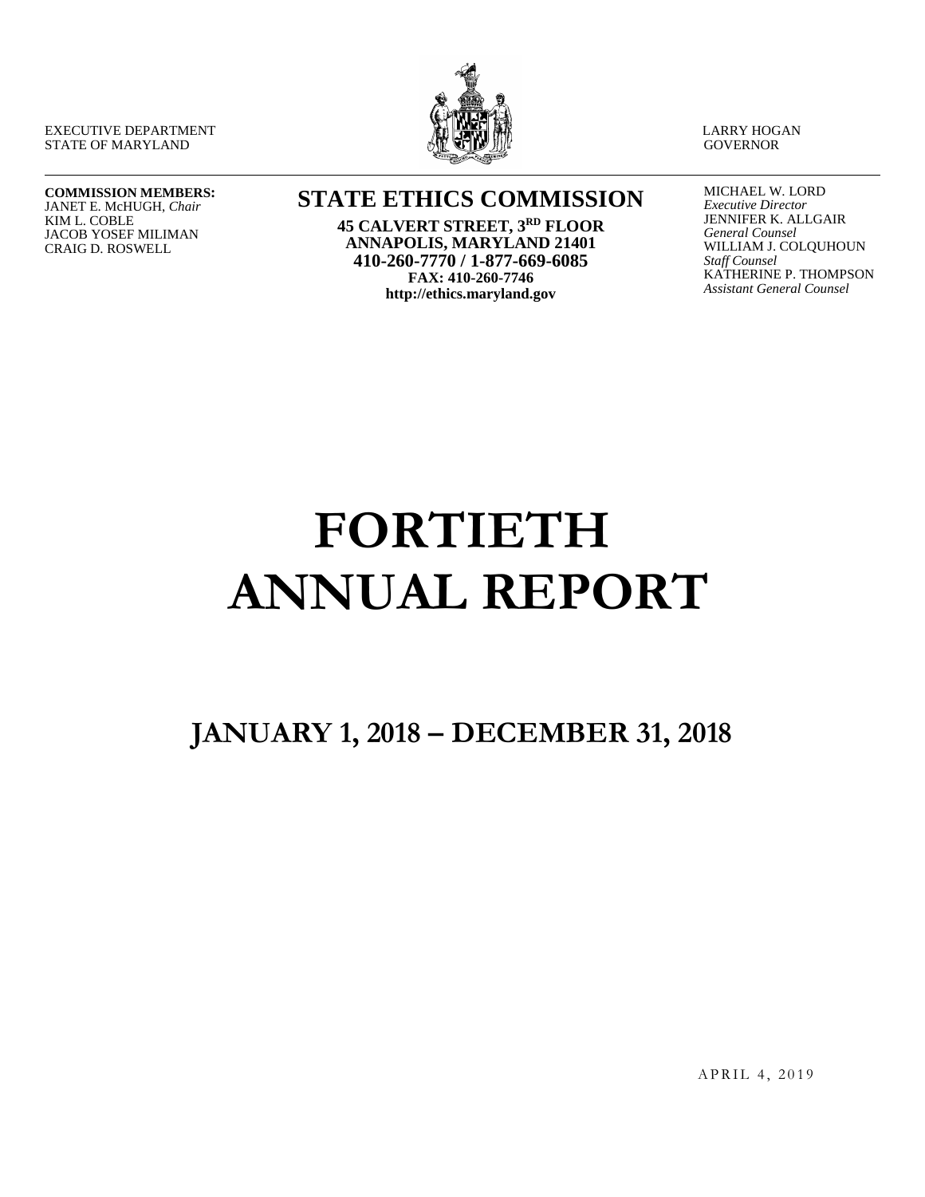EXECUTIVE DEPARTMENT
STATE OF MARYLAND

LARRY HOGAN
GOVERNOR

**COMMISSION MEMBERS:**
JANET E. McHUGH, *Chair*
KIM L. COBLE
JACOB YOSEF MILIMAN
CRAIG D. ROSWELL

## STATE ETHICS COMMISSION

**45 CALVERT STREET, 3RD FLOOR**
**ANNAPOLIS, MARYLAND 21401**
**410-260-7770 / 1-877-669-6085**
**FAX: 410-260-7746**
**http://ethics.maryland.gov**

MICHAEL W. LORD
*Executive Director*
JENNIFER K. ALLGAIR
*General Counsel*
WILLIAM J. COLQUHOUN
*Staff Counsel*
KATHERINE P. THOMPSON
*Assistant General Counsel*

# FORTIETH ANNUAL REPORT

## JANUARY 1, 2018 – DECEMBER 31, 2018

APRIL 4, 2019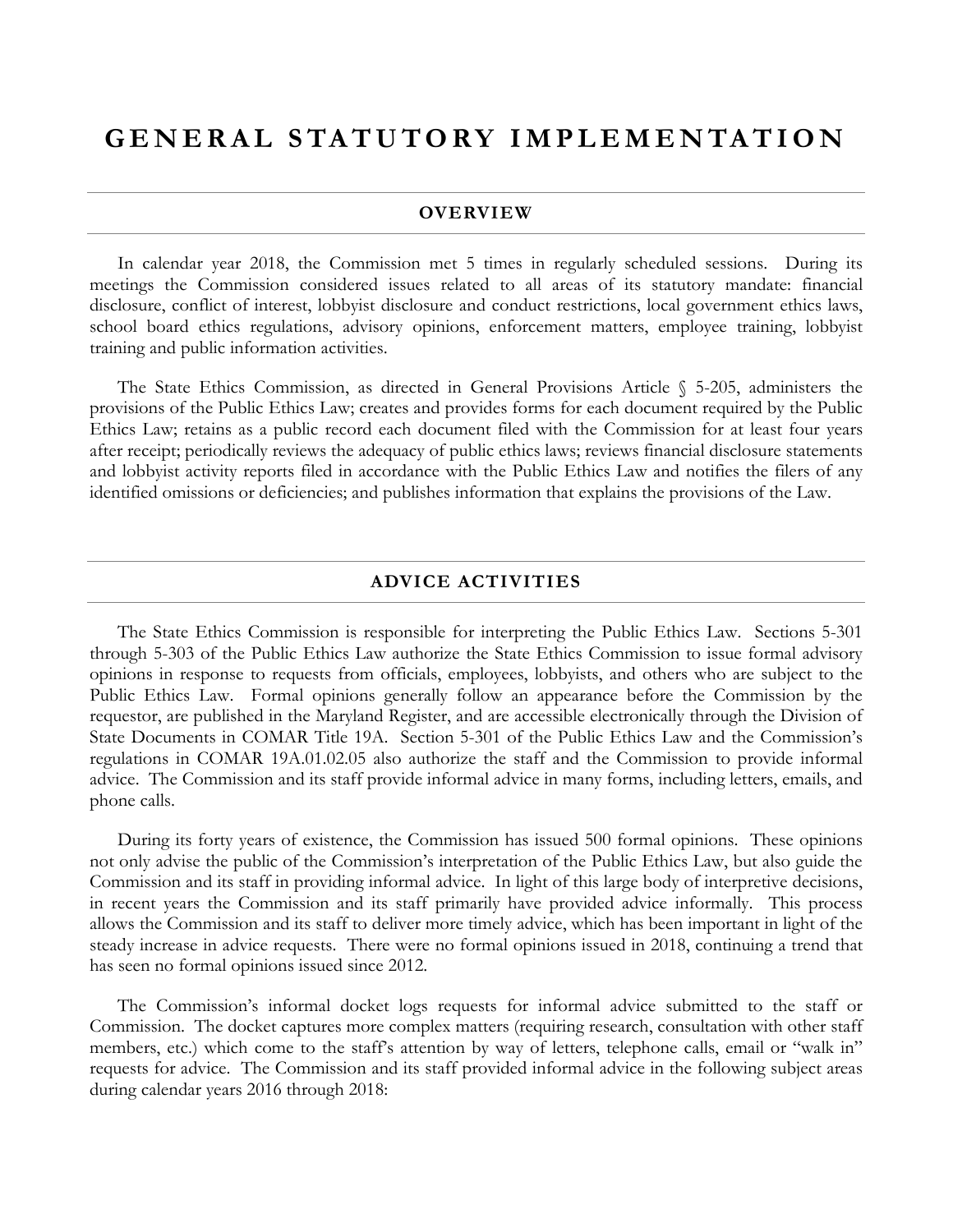# GENERAL STATUTORY IMPLEMENTATION

## OVERVIEW

In calendar year 2018, the Commission met 5 times in regularly scheduled sessions. During its meetings the Commission considered issues related to all areas of its statutory mandate: financial disclosure, conflict of interest, lobbyist disclosure and conduct restrictions, local government ethics laws, school board ethics regulations, advisory opinions, enforcement matters, employee training, lobbyist training and public information activities.

The State Ethics Commission, as directed in General Provisions Article § 5-205, administers the provisions of the Public Ethics Law; creates and provides forms for each document required by the Public Ethics Law; retains as a public record each document filed with the Commission for at least four years after receipt; periodically reviews the adequacy of public ethics laws; reviews financial disclosure statements and lobbyist activity reports filed in accordance with the Public Ethics Law and notifies the filers of any identified omissions or deficiencies; and publishes information that explains the provisions of the Law.

## ADVICE ACTIVITIES

The State Ethics Commission is responsible for interpreting the Public Ethics Law. Sections 5-301 through 5-303 of the Public Ethics Law authorize the State Ethics Commission to issue formal advisory opinions in response to requests from officials, employees, lobbyists, and others who are subject to the Public Ethics Law. Formal opinions generally follow an appearance before the Commission by the requestor, are published in the Maryland Register, and are accessible electronically through the Division of State Documents in COMAR Title 19A. Section 5-301 of the Public Ethics Law and the Commission's regulations in COMAR 19A.01.02.05 also authorize the staff and the Commission to provide informal advice. The Commission and its staff provide informal advice in many forms, including letters, emails, and phone calls.

During its forty years of existence, the Commission has issued 500 formal opinions. These opinions not only advise the public of the Commission's interpretation of the Public Ethics Law, but also guide the Commission and its staff in providing informal advice. In light of this large body of interpretive decisions, in recent years the Commission and its staff primarily have provided advice informally. This process allows the Commission and its staff to deliver more timely advice, which has been important in light of the steady increase in advice requests. There were no formal opinions issued in 2018, continuing a trend that has seen no formal opinions issued since 2012.

The Commission's informal docket logs requests for informal advice submitted to the staff or Commission. The docket captures more complex matters (requiring research, consultation with other staff members, etc.) which come to the staff's attention by way of letters, telephone calls, email or "walk in" requests for advice. The Commission and its staff provided informal advice in the following subject areas during calendar years 2016 through 2018: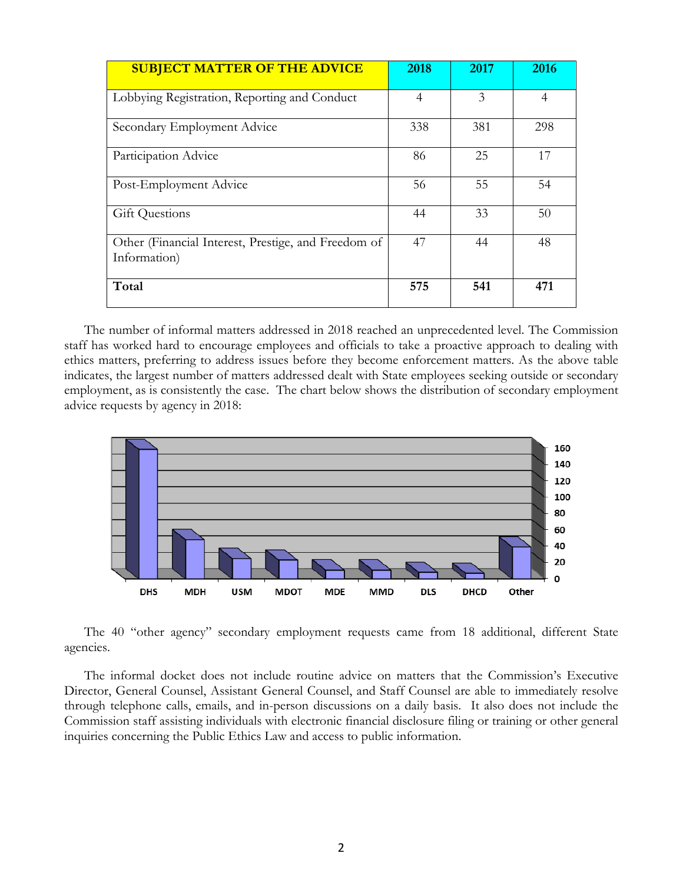| SUBJECT MATTER OF THE ADVICE | 2018 | 2017 | 2016 |
|---|---|---|---|
| Lobbying Registration, Reporting and Conduct | 4 | 3 | 4 |
| Secondary Employment Advice | 338 | 381 | 298 |
| Participation Advice | 86 | 25 | 17 |
| Post-Employment Advice | 56 | 55 | 54 |
| Gift Questions | 44 | 33 | 50 |
| Other (Financial Interest, Prestige, and Freedom of Information) | 47 | 44 | 48 |
| **Total** | **575** | **541** | **471** |

The number of informal matters addressed in 2018 reached an unprecedented level. The Commission staff has worked hard to encourage employees and officials to take a proactive approach to dealing with ethics matters, preferring to address issues before they become enforcement matters. As the above table indicates, the largest number of matters addressed dealt with State employees seeking outside or secondary employment, as is consistently the case. The chart below shows the distribution of secondary employment advice requests by agency in 2018:

The 40 "other agency" secondary employment requests came from 18 additional, different State agencies.

The informal docket does not include routine advice on matters that the Commission's Executive Director, General Counsel, Assistant General Counsel, and Staff Counsel are able to immediately resolve through telephone calls, emails, and in-person discussions on a daily basis. It also does not include the Commission staff assisting individuals with electronic financial disclosure filing or training or other general inquiries concerning the Public Ethics Law and access to public information.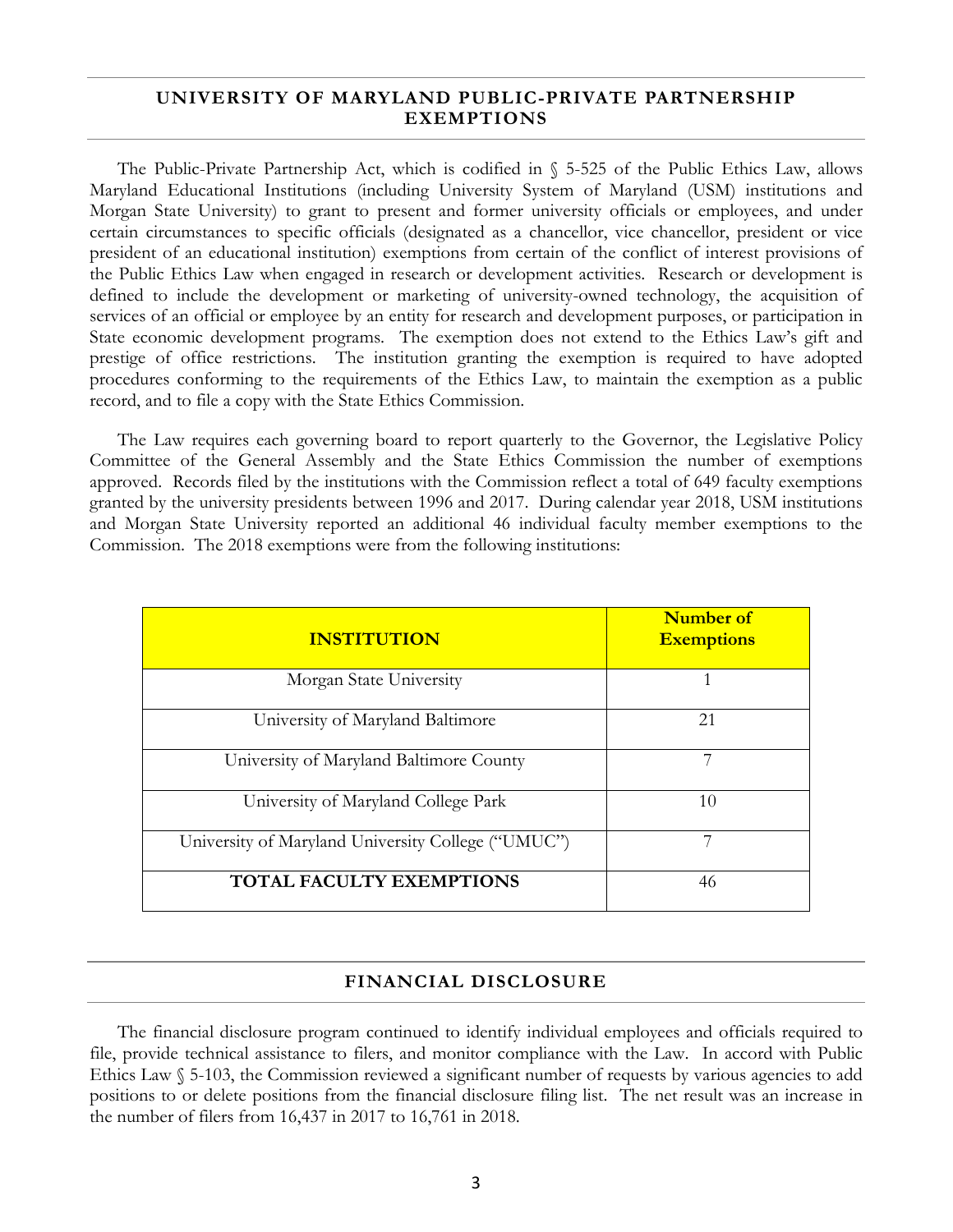## UNIVERSITY OF MARYLAND PUBLIC-PRIVATE PARTNERSHIP EXEMPTIONS

The Public-Private Partnership Act, which is codified in § 5-525 of the Public Ethics Law, allows Maryland Educational Institutions (including University System of Maryland (USM) institutions and Morgan State University) to grant to present and former university officials or employees, and under certain circumstances to specific officials (designated as a chancellor, vice chancellor, president or vice president of an educational institution) exemptions from certain of the conflict of interest provisions of the Public Ethics Law when engaged in research or development activities. Research or development is defined to include the development or marketing of university-owned technology, the acquisition of services of an official or employee by an entity for research and development purposes, or participation in State economic development programs. The exemption does not extend to the Ethics Law's gift and prestige of office restrictions. The institution granting the exemption is required to have adopted procedures conforming to the requirements of the Ethics Law, to maintain the exemption as a public record, and to file a copy with the State Ethics Commission.

The Law requires each governing board to report quarterly to the Governor, the Legislative Policy Committee of the General Assembly and the State Ethics Commission the number of exemptions approved. Records filed by the institutions with the Commission reflect a total of 649 faculty exemptions granted by the university presidents between 1996 and 2017. During calendar year 2018, USM institutions and Morgan State University reported an additional 46 individual faculty member exemptions to the Commission. The 2018 exemptions were from the following institutions:

| INSTITUTION | Number of Exemptions |
|---|---|
| Morgan State University | 1 |
| University of Maryland Baltimore | 21 |
| University of Maryland Baltimore County | 7 |
| University of Maryland College Park | 10 |
| University of Maryland University College ("UMUC") | 7 |
| **TOTAL FACULTY EXEMPTIONS** | 46 |

## FINANCIAL DISCLOSURE

The financial disclosure program continued to identify individual employees and officials required to file, provide technical assistance to filers, and monitor compliance with the Law. In accord with Public Ethics Law § 5-103, the Commission reviewed a significant number of requests by various agencies to add positions to or delete positions from the financial disclosure filing list. The net result was an increase in the number of filers from 16,437 in 2017 to 16,761 in 2018.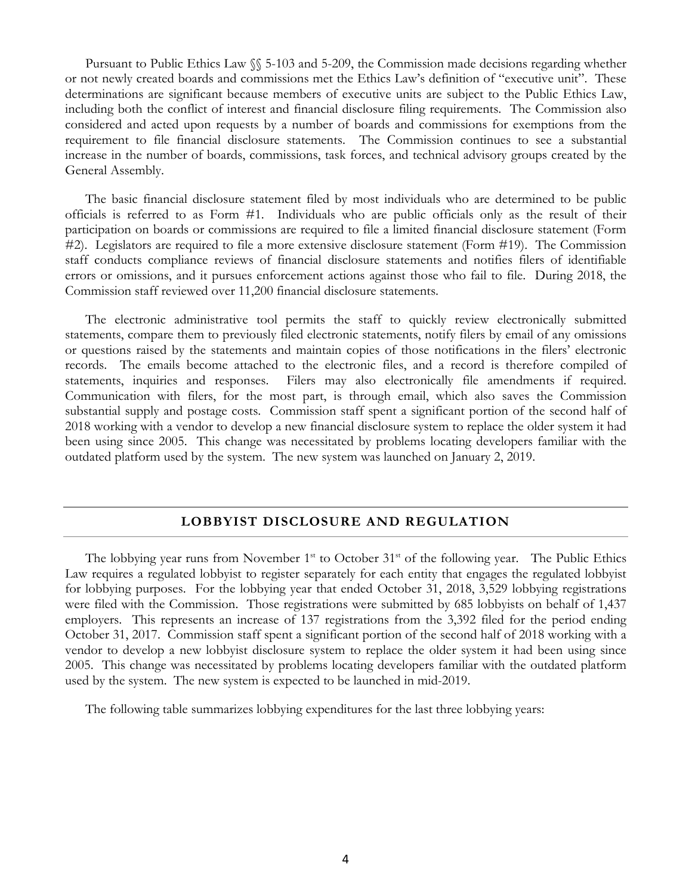Pursuant to Public Ethics Law §§ 5-103 and 5-209, the Commission made decisions regarding whether or not newly created boards and commissions met the Ethics Law's definition of "executive unit". These determinations are significant because members of executive units are subject to the Public Ethics Law, including both the conflict of interest and financial disclosure filing requirements. The Commission also considered and acted upon requests by a number of boards and commissions for exemptions from the requirement to file financial disclosure statements. The Commission continues to see a substantial increase in the number of boards, commissions, task forces, and technical advisory groups created by the General Assembly.

The basic financial disclosure statement filed by most individuals who are determined to be public officials is referred to as Form #1. Individuals who are public officials only as the result of their participation on boards or commissions are required to file a limited financial disclosure statement (Form #2). Legislators are required to file a more extensive disclosure statement (Form #19). The Commission staff conducts compliance reviews of financial disclosure statements and notifies filers of identifiable errors or omissions, and it pursues enforcement actions against those who fail to file. During 2018, the Commission staff reviewed over 11,200 financial disclosure statements.

The electronic administrative tool permits the staff to quickly review electronically submitted statements, compare them to previously filed electronic statements, notify filers by email of any omissions or questions raised by the statements and maintain copies of those notifications in the filers' electronic records. The emails become attached to the electronic files, and a record is therefore compiled of statements, inquiries and responses. Filers may also electronically file amendments if required. Communication with filers, for the most part, is through email, which also saves the Commission substantial supply and postage costs. Commission staff spent a significant portion of the second half of 2018 working with a vendor to develop a new financial disclosure system to replace the older system it had been using since 2005. This change was necessitated by problems locating developers familiar with the outdated platform used by the system. The new system was launched on January 2, 2019.

## LOBBYIST DISCLOSURE AND REGULATION

The lobbying year runs from November 1st to October 31st of the following year. The Public Ethics Law requires a regulated lobbyist to register separately for each entity that engages the regulated lobbyist for lobbying purposes. For the lobbying year that ended October 31, 2018, 3,529 lobbying registrations were filed with the Commission. Those registrations were submitted by 685 lobbyists on behalf of 1,437 employers. This represents an increase of 137 registrations from the 3,392 filed for the period ending October 31, 2017. Commission staff spent a significant portion of the second half of 2018 working with a vendor to develop a new lobbyist disclosure system to replace the older system it had been using since 2005. This change was necessitated by problems locating developers familiar with the outdated platform used by the system. The new system is expected to be launched in mid-2019.

The following table summarizes lobbying expenditures for the last three lobbying years: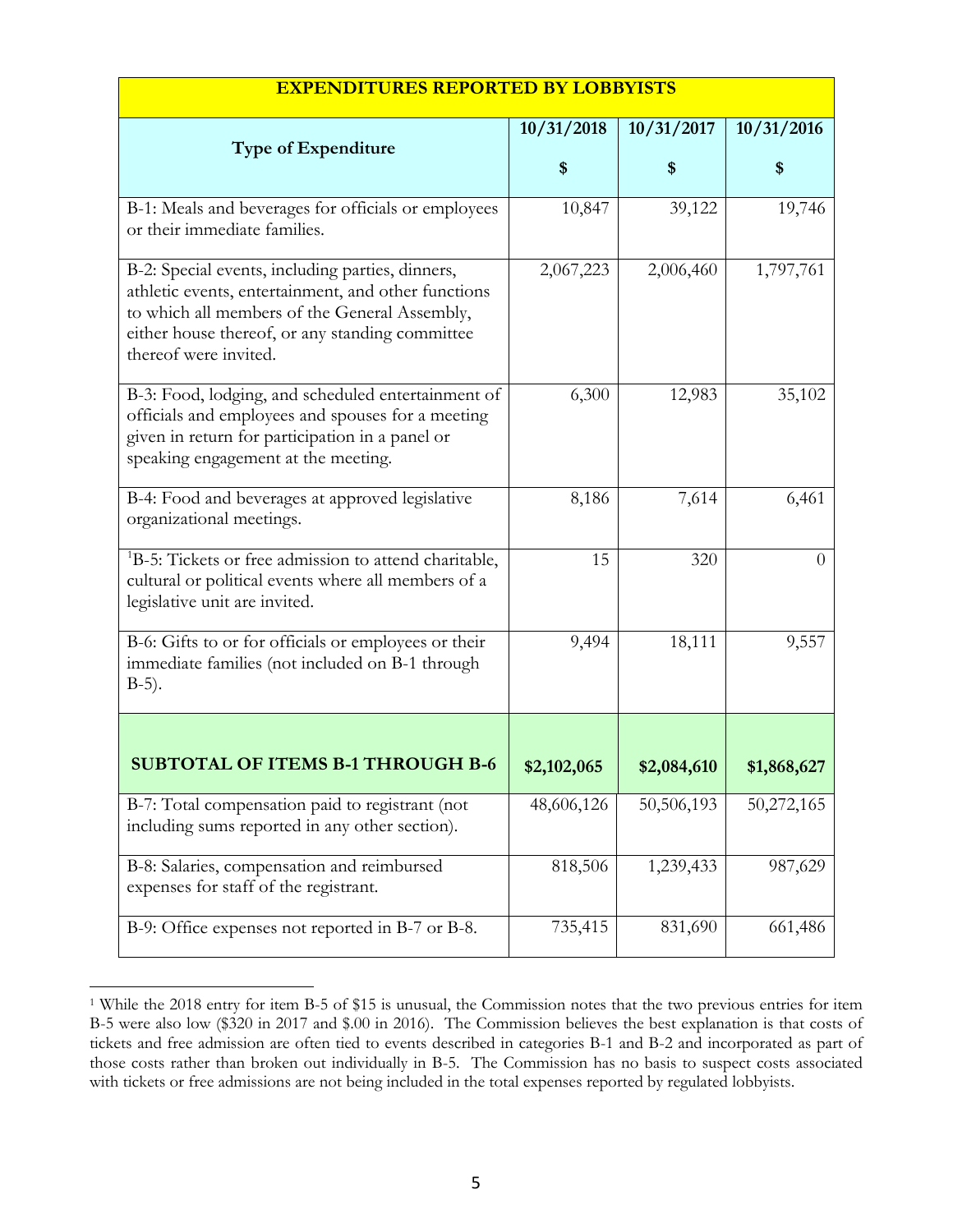| EXPENDITURES REPORTED BY LOBBYISTS | | | |
|---|---|---|---|
| **Type of Expenditure** | **10/31/2018** **$** | **10/31/2017** **$** | **10/31/2016** **$** |
| B-1: Meals and beverages for officials or employees or their immediate families. | 10,847 | 39,122 | 19,746 |
| B-2: Special events, including parties, dinners, athletic events, entertainment, and other functions to which all members of the General Assembly, either house thereof, or any standing committee thereof were invited. | 2,067,223 | 2,006,460 | 1,797,761 |
| B-3: Food, lodging, and scheduled entertainment of officials and employees and spouses for a meeting given in return for participation in a panel or speaking engagement at the meeting. | 6,300 | 12,983 | 35,102 |
| B-4: Food and beverages at approved legislative organizational meetings. | 8,186 | 7,614 | 6,461 |
| [1]B-5: Tickets or free admission to attend charitable, cultural or political events where all members of a legislative unit are invited. | 15 | 320 | 0 |
| B-6: Gifts to or for officials or employees or their immediate families (not included on B-1 through B-5). | 9,494 | 18,111 | 9,557 |
| **SUBTOTAL OF ITEMS B-1 THROUGH B-6** | **$2,102,065** | **$2,084,610** | **$1,868,627** |
| B-7: Total compensation paid to registrant (not including sums reported in any other section). | 48,606,126 | 50,506,193 | 50,272,165 |
| B-8: Salaries, compensation and reimbursed expenses for staff of the registrant. | 818,506 | 1,239,433 | 987,629 |
| B-9: Office expenses not reported in B-7 or B-8. | 735,415 | 831,690 | 661,486 |

[1] While the 2018 entry for item B-5 of $15 is unusual, the Commission notes that the two previous entries for item B-5 were also low ($320 in 2017 and $.00 in 2016). The Commission believes the best explanation is that costs of tickets and free admission are often tied to events described in categories B-1 and B-2 and incorporated as part of those costs rather than broken out individually in B-5. The Commission has no basis to suspect costs associated with tickets or free admissions are not being included in the total expenses reported by regulated lobbyists.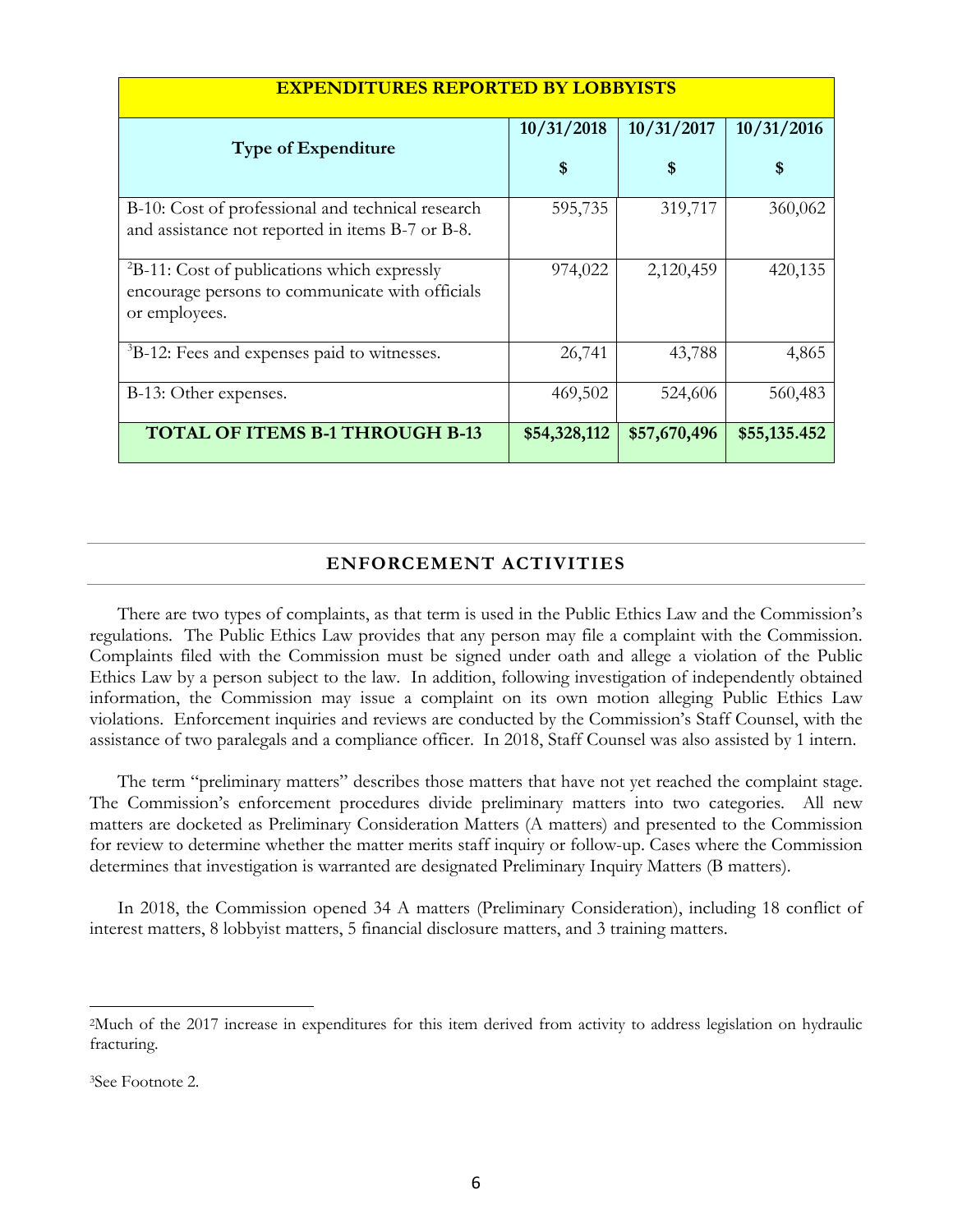| EXPENDITURES REPORTED BY LOBBYISTS | | | |
|---|---|---|---|
| Type of Expenditure | 10/31/2018 $ | 10/31/2017 $ | 10/31/2016 $ |
| B-10: Cost of professional and technical research and assistance not reported in items B-7 or B-8. | 595,735 | 319,717 | 360,062 |
| [2]B-11: Cost of publications which expressly encourage persons to communicate with officials or employees. | 974,022 | 2,120,459 | 420,135 |
| [3]B-12: Fees and expenses paid to witnesses. | 26,741 | 43,788 | 4,865 |
| B-13: Other expenses. | 469,502 | 524,606 | 560,483 |
| **TOTAL OF ITEMS B-1 THROUGH B-13** | **$54,328,112** | **$57,670,496** | **$55,135.452** |

## ENFORCEMENT ACTIVITIES

There are two types of complaints, as that term is used in the Public Ethics Law and the Commission's regulations. The Public Ethics Law provides that any person may file a complaint with the Commission. Complaints filed with the Commission must be signed under oath and allege a violation of the Public Ethics Law by a person subject to the law. In addition, following investigation of independently obtained information, the Commission may issue a complaint on its own motion alleging Public Ethics Law violations. Enforcement inquiries and reviews are conducted by the Commission's Staff Counsel, with the assistance of two paralegals and a compliance officer. In 2018, Staff Counsel was also assisted by 1 intern.

The term "preliminary matters" describes those matters that have not yet reached the complaint stage. The Commission's enforcement procedures divide preliminary matters into two categories. All new matters are docketed as Preliminary Consideration Matters (A matters) and presented to the Commission for review to determine whether the matter merits staff inquiry or follow-up. Cases where the Commission determines that investigation is warranted are designated Preliminary Inquiry Matters (B matters).

In 2018, the Commission opened 34 A matters (Preliminary Consideration), including 18 conflict of interest matters, 8 lobbyist matters, 5 financial disclosure matters, and 3 training matters.

---

[2]Much of the 2017 increase in expenditures for this item derived from activity to address legislation on hydraulic fracturing.

[3]See Footnote 2.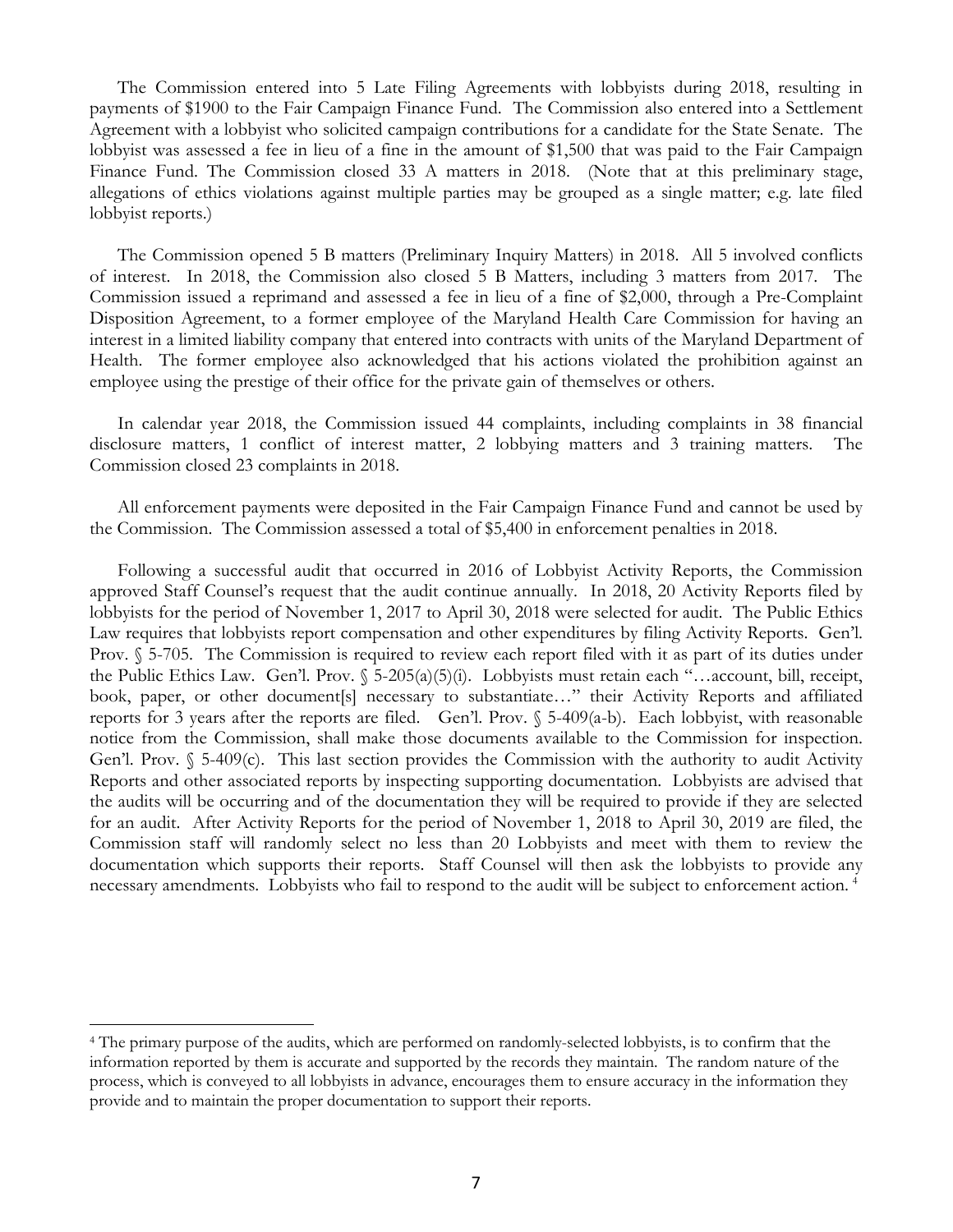The Commission entered into 5 Late Filing Agreements with lobbyists during 2018, resulting in payments of $1900 to the Fair Campaign Finance Fund. The Commission also entered into a Settlement Agreement with a lobbyist who solicited campaign contributions for a candidate for the State Senate. The lobbyist was assessed a fee in lieu of a fine in the amount of $1,500 that was paid to the Fair Campaign Finance Fund. The Commission closed 33 A matters in 2018. (Note that at this preliminary stage, allegations of ethics violations against multiple parties may be grouped as a single matter; e.g. late filed lobbyist reports.)

The Commission opened 5 B matters (Preliminary Inquiry Matters) in 2018. All 5 involved conflicts of interest. In 2018, the Commission also closed 5 B Matters, including 3 matters from 2017. The Commission issued a reprimand and assessed a fee in lieu of a fine of $2,000, through a Pre-Complaint Disposition Agreement, to a former employee of the Maryland Health Care Commission for having an interest in a limited liability company that entered into contracts with units of the Maryland Department of Health. The former employee also acknowledged that his actions violated the prohibition against an employee using the prestige of their office for the private gain of themselves or others.

In calendar year 2018, the Commission issued 44 complaints, including complaints in 38 financial disclosure matters, 1 conflict of interest matter, 2 lobbying matters and 3 training matters. The Commission closed 23 complaints in 2018.

All enforcement payments were deposited in the Fair Campaign Finance Fund and cannot be used by the Commission. The Commission assessed a total of $5,400 in enforcement penalties in 2018.

Following a successful audit that occurred in 2016 of Lobbyist Activity Reports, the Commission approved Staff Counsel's request that the audit continue annually. In 2018, 20 Activity Reports filed by lobbyists for the period of November 1, 2017 to April 30, 2018 were selected for audit. The Public Ethics Law requires that lobbyists report compensation and other expenditures by filing Activity Reports. Gen'l. Prov. § 5-705. The Commission is required to review each report filed with it as part of its duties under the Public Ethics Law. Gen'l. Prov. § 5-205(a)(5)(i). Lobbyists must retain each "…account, bill, receipt, book, paper, or other document[s] necessary to substantiate…" their Activity Reports and affiliated reports for 3 years after the reports are filed. Gen'l. Prov. § 5-409(a-b). Each lobbyist, with reasonable notice from the Commission, shall make those documents available to the Commission for inspection. Gen'l. Prov. § 5-409(c). This last section provides the Commission with the authority to audit Activity Reports and other associated reports by inspecting supporting documentation. Lobbyists are advised that the audits will be occurring and of the documentation they will be required to provide if they are selected for an audit. After Activity Reports for the period of November 1, 2018 to April 30, 2019 are filed, the Commission staff will randomly select no less than 20 Lobbyists and meet with them to review the documentation which supports their reports. Staff Counsel will then ask the lobbyists to provide any necessary amendments. Lobbyists who fail to respond to the audit will be subject to enforcement action. [4]

---

[4] The primary purpose of the audits, which are performed on randomly-selected lobbyists, is to confirm that the information reported by them is accurate and supported by the records they maintain. The random nature of the process, which is conveyed to all lobbyists in advance, encourages them to ensure accuracy in the information they provide and to maintain the proper documentation to support their reports.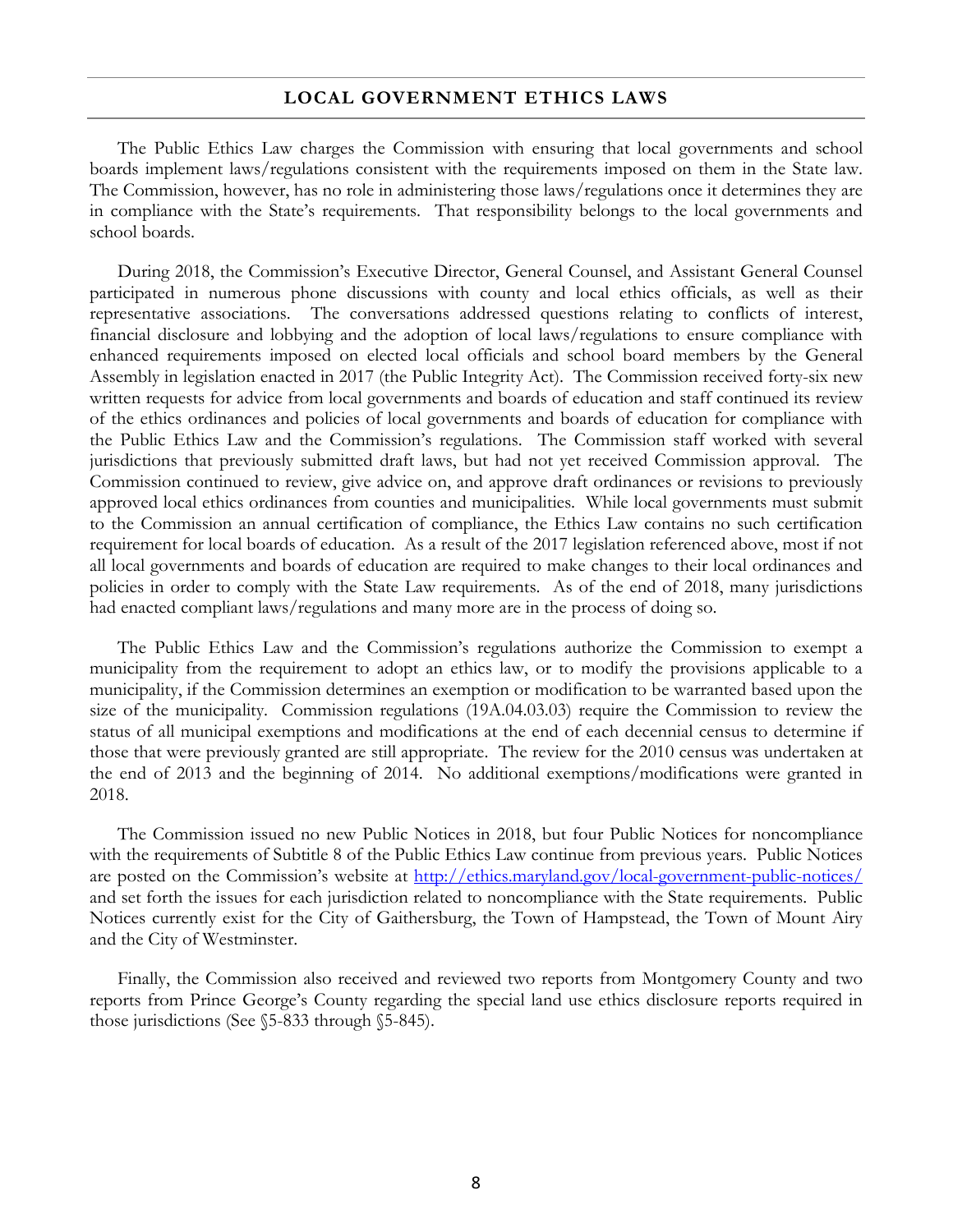## LOCAL GOVERNMENT ETHICS LAWS

The Public Ethics Law charges the Commission with ensuring that local governments and school boards implement laws/regulations consistent with the requirements imposed on them in the State law. The Commission, however, has no role in administering those laws/regulations once it determines they are in compliance with the State's requirements. That responsibility belongs to the local governments and school boards.

During 2018, the Commission's Executive Director, General Counsel, and Assistant General Counsel participated in numerous phone discussions with county and local ethics officials, as well as their representative associations. The conversations addressed questions relating to conflicts of interest, financial disclosure and lobbying and the adoption of local laws/regulations to ensure compliance with enhanced requirements imposed on elected local officials and school board members by the General Assembly in legislation enacted in 2017 (the Public Integrity Act). The Commission received forty-six new written requests for advice from local governments and boards of education and staff continued its review of the ethics ordinances and policies of local governments and boards of education for compliance with the Public Ethics Law and the Commission's regulations. The Commission staff worked with several jurisdictions that previously submitted draft laws, but had not yet received Commission approval. The Commission continued to review, give advice on, and approve draft ordinances or revisions to previously approved local ethics ordinances from counties and municipalities. While local governments must submit to the Commission an annual certification of compliance, the Ethics Law contains no such certification requirement for local boards of education. As a result of the 2017 legislation referenced above, most if not all local governments and boards of education are required to make changes to their local ordinances and policies in order to comply with the State Law requirements. As of the end of 2018, many jurisdictions had enacted compliant laws/regulations and many more are in the process of doing so.

The Public Ethics Law and the Commission's regulations authorize the Commission to exempt a municipality from the requirement to adopt an ethics law, or to modify the provisions applicable to a municipality, if the Commission determines an exemption or modification to be warranted based upon the size of the municipality. Commission regulations (19A.04.03.03) require the Commission to review the status of all municipal exemptions and modifications at the end of each decennial census to determine if those that were previously granted are still appropriate. The review for the 2010 census was undertaken at the end of 2013 and the beginning of 2014. No additional exemptions/modifications were granted in 2018.

The Commission issued no new Public Notices in 2018, but four Public Notices for noncompliance with the requirements of Subtitle 8 of the Public Ethics Law continue from previous years. Public Notices are posted on the Commission's website at http://ethics.maryland.gov/local-government-public-notices/ and set forth the issues for each jurisdiction related to noncompliance with the State requirements. Public Notices currently exist for the City of Gaithersburg, the Town of Hampstead, the Town of Mount Airy and the City of Westminster.

Finally, the Commission also received and reviewed two reports from Montgomery County and two reports from Prince George's County regarding the special land use ethics disclosure reports required in those jurisdictions (See §5-833 through §5-845).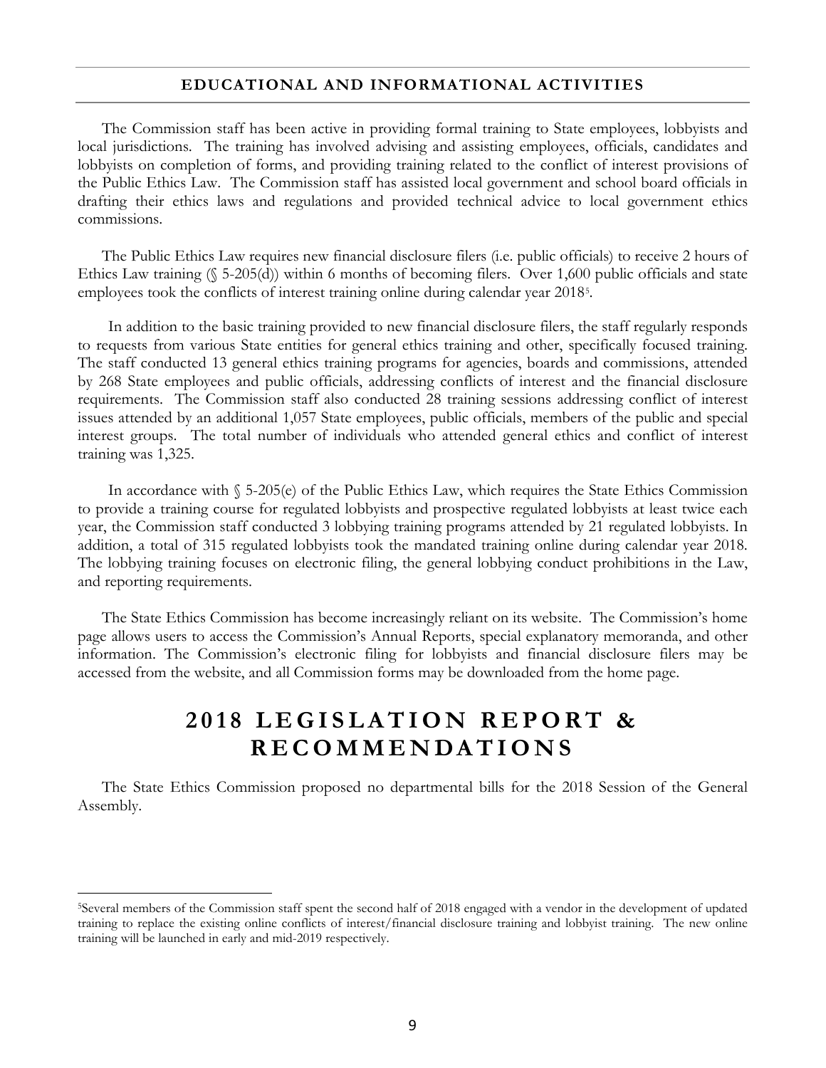## EDUCATIONAL AND INFORMATIONAL ACTIVITIES

The Commission staff has been active in providing formal training to State employees, lobbyists and local jurisdictions. The training has involved advising and assisting employees, officials, candidates and lobbyists on completion of forms, and providing training related to the conflict of interest provisions of the Public Ethics Law. The Commission staff has assisted local government and school board officials in drafting their ethics laws and regulations and provided technical advice to local government ethics commissions.

The Public Ethics Law requires new financial disclosure filers (i.e. public officials) to receive 2 hours of Ethics Law training (§ 5-205(d)) within 6 months of becoming filers. Over 1,600 public officials and state employees took the conflicts of interest training online during calendar year 2018[5].

In addition to the basic training provided to new financial disclosure filers, the staff regularly responds to requests from various State entities for general ethics training and other, specifically focused training. The staff conducted 13 general ethics training programs for agencies, boards and commissions, attended by 268 State employees and public officials, addressing conflicts of interest and the financial disclosure requirements. The Commission staff also conducted 28 training sessions addressing conflict of interest issues attended by an additional 1,057 State employees, public officials, members of the public and special interest groups. The total number of individuals who attended general ethics and conflict of interest training was 1,325.

In accordance with § 5-205(e) of the Public Ethics Law, which requires the State Ethics Commission to provide a training course for regulated lobbyists and prospective regulated lobbyists at least twice each year, the Commission staff conducted 3 lobbying training programs attended by 21 regulated lobbyists. In addition, a total of 315 regulated lobbyists took the mandated training online during calendar year 2018. The lobbying training focuses on electronic filing, the general lobbying conduct prohibitions in the Law, and reporting requirements.

The State Ethics Commission has become increasingly reliant on its website. The Commission's home page allows users to access the Commission's Annual Reports, special explanatory memoranda, and other information. The Commission's electronic filing for lobbyists and financial disclosure filers may be accessed from the website, and all Commission forms may be downloaded from the home page.

# 2018 LEGISLATION REPORT & RECOMMENDATIONS

The State Ethics Commission proposed no departmental bills for the 2018 Session of the General Assembly.

[5]Several members of the Commission staff spent the second half of 2018 engaged with a vendor in the development of updated training to replace the existing online conflicts of interest/financial disclosure training and lobbyist training. The new online training will be launched in early and mid-2019 respectively.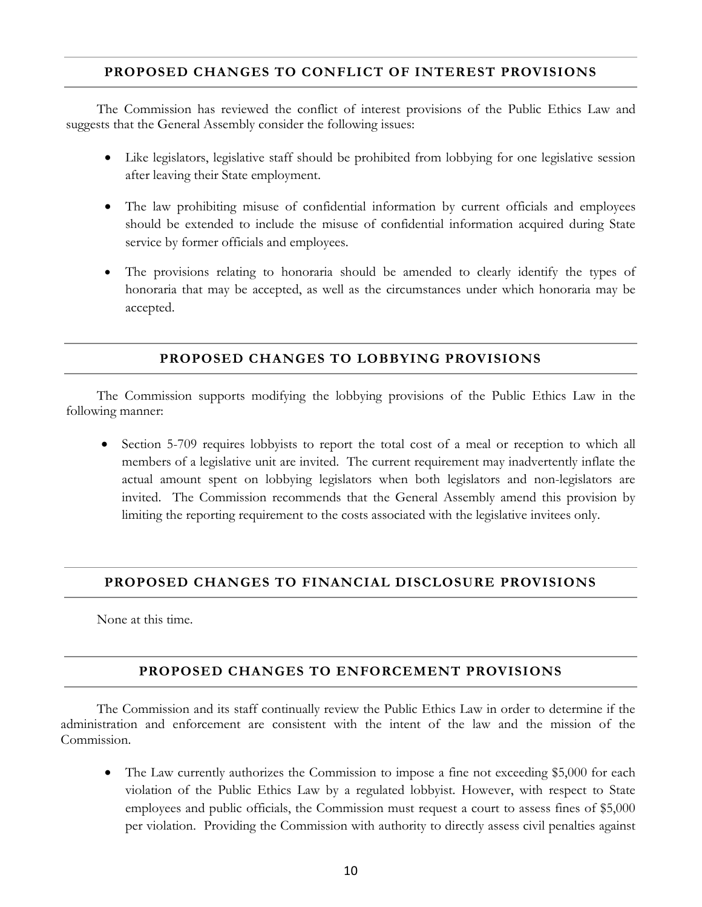## PROPOSED CHANGES TO CONFLICT OF INTEREST PROVISIONS

The Commission has reviewed the conflict of interest provisions of the Public Ethics Law and suggests that the General Assembly consider the following issues:

- Like legislators, legislative staff should be prohibited from lobbying for one legislative session after leaving their State employment.
- The law prohibiting misuse of confidential information by current officials and employees should be extended to include the misuse of confidential information acquired during State service by former officials and employees.
- The provisions relating to honoraria should be amended to clearly identify the types of honoraria that may be accepted, as well as the circumstances under which honoraria may be accepted.

## PROPOSED CHANGES TO LOBBYING PROVISIONS

The Commission supports modifying the lobbying provisions of the Public Ethics Law in the following manner:

- Section 5-709 requires lobbyists to report the total cost of a meal or reception to which all members of a legislative unit are invited. The current requirement may inadvertently inflate the actual amount spent on lobbying legislators when both legislators and non-legislators are invited. The Commission recommends that the General Assembly amend this provision by limiting the reporting requirement to the costs associated with the legislative invitees only.

## PROPOSED CHANGES TO FINANCIAL DISCLOSURE PROVISIONS

None at this time.

## PROPOSED CHANGES TO ENFORCEMENT PROVISIONS

The Commission and its staff continually review the Public Ethics Law in order to determine if the administration and enforcement are consistent with the intent of the law and the mission of the Commission.

- The Law currently authorizes the Commission to impose a fine not exceeding $5,000 for each violation of the Public Ethics Law by a regulated lobbyist. However, with respect to State employees and public officials, the Commission must request a court to assess fines of $5,000 per violation. Providing the Commission with authority to directly assess civil penalties against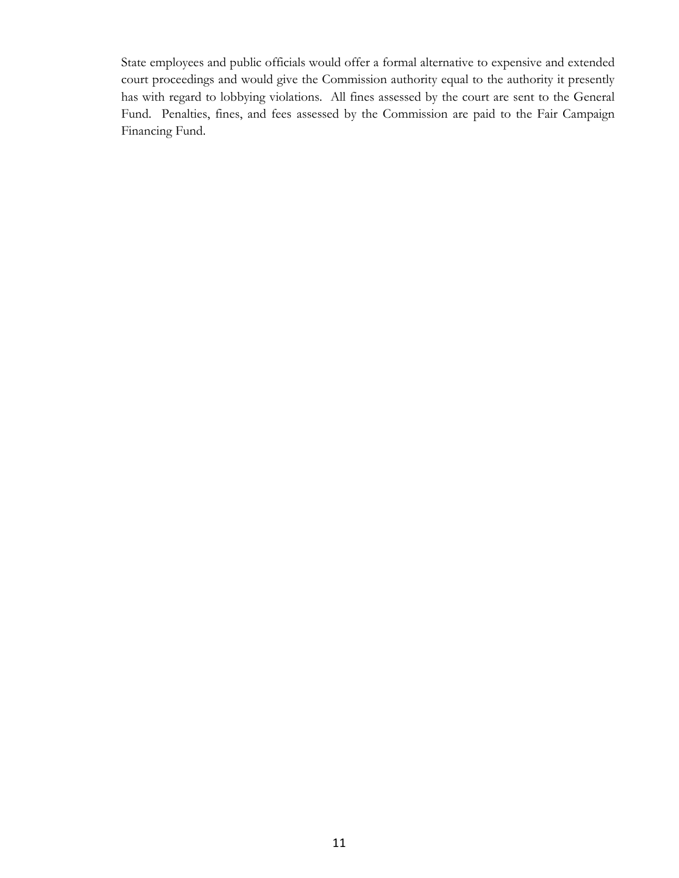State employees and public officials would offer a formal alternative to expensive and extended court proceedings and would give the Commission authority equal to the authority it presently has with regard to lobbying violations. All fines assessed by the court are sent to the General Fund. Penalties, fines, and fees assessed by the Commission are paid to the Fair Campaign Financing Fund.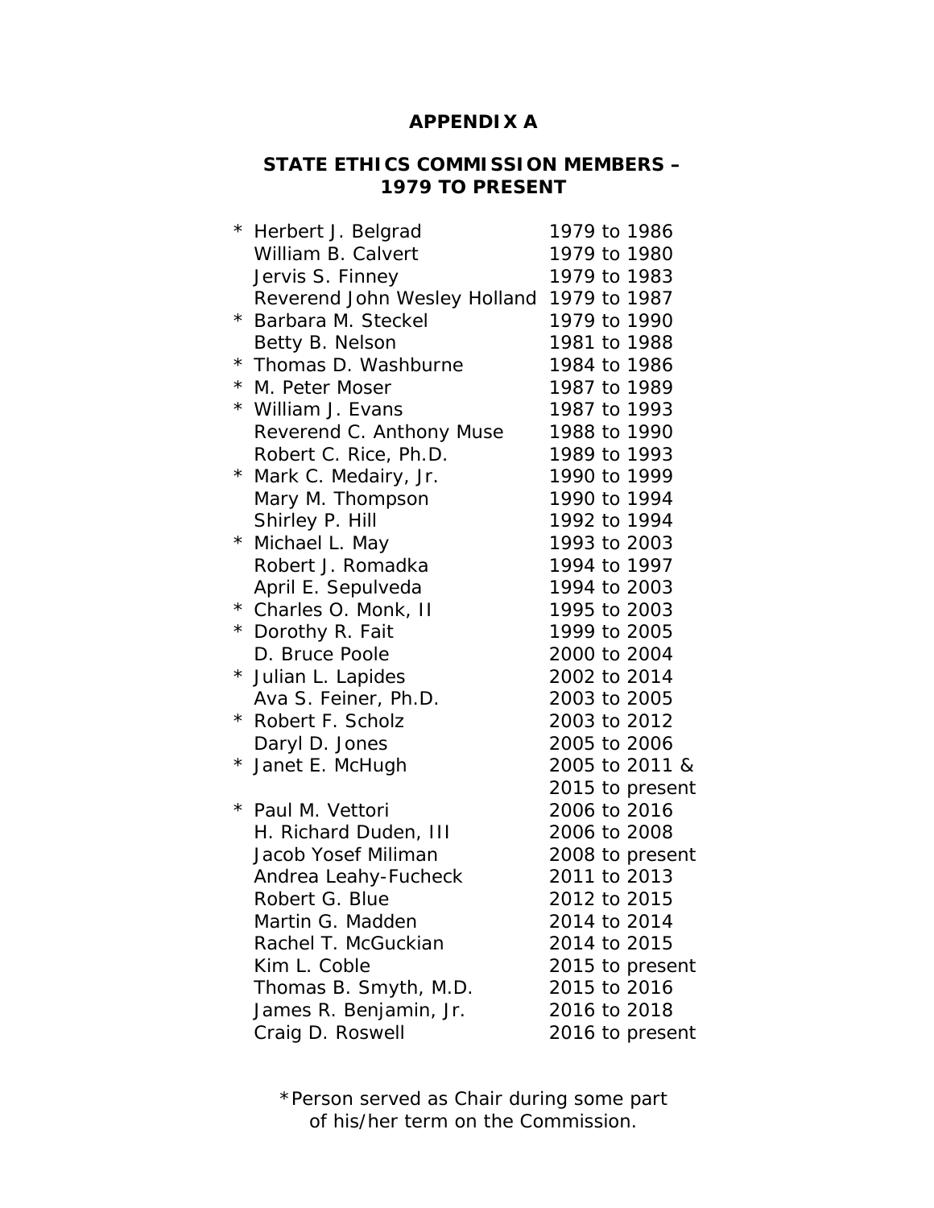# APPENDIX A

## STATE ETHICS COMMISSION MEMBERS – 1979 TO PRESENT

| | | |
|---|---|---|
| * | Herbert J. Belgrad | 1979 to 1986 |
| | William B. Calvert | 1979 to 1980 |
| | Jervis S. Finney | 1979 to 1983 |
| | Reverend John Wesley Holland | 1979 to 1987 |
| * | Barbara M. Steckel | 1979 to 1990 |
| | Betty B. Nelson | 1981 to 1988 |
| * | Thomas D. Washburne | 1984 to 1986 |
| * | M. Peter Moser | 1987 to 1989 |
| * | William J. Evans | 1987 to 1993 |
| | Reverend C. Anthony Muse | 1988 to 1990 |
| | Robert C. Rice, Ph.D. | 1989 to 1993 |
| * | Mark C. Medairy, Jr. | 1990 to 1999 |
| | Mary M. Thompson | 1990 to 1994 |
| | Shirley P. Hill | 1992 to 1994 |
| * | Michael L. May | 1993 to 2003 |
| | Robert J. Romadka | 1994 to 1997 |
| | April E. Sepulveda | 1994 to 2003 |
| * | Charles O. Monk, II | 1995 to 2003 |
| * | Dorothy R. Fait | 1999 to 2005 |
| | D. Bruce Poole | 2000 to 2004 |
| * | Julian L. Lapides | 2002 to 2014 |
| | Ava S. Feiner, Ph.D. | 2003 to 2005 |
| * | Robert F. Scholz | 2003 to 2012 |
| | Daryl D. Jones | 2005 to 2006 |
| * | Janet E. McHugh | 2005 to 2011 & 2015 to present |
| * | Paul M. Vettori | 2006 to 2016 |
| | H. Richard Duden, III | 2006 to 2008 |
| | Jacob Yosef Miliman | 2008 to present |
| | Andrea Leahy-Fucheck | 2011 to 2013 |
| | Robert G. Blue | 2012 to 2015 |
| | Martin G. Madden | 2014 to 2014 |
| | Rachel T. McGuckian | 2014 to 2015 |
| | Kim L. Coble | 2015 to present |
| | Thomas B. Smyth, M.D. | 2015 to 2016 |
| | James R. Benjamin, Jr. | 2016 to 2018 |
| | Craig D. Roswell | 2016 to present |

*Person served as Chair during some part of his/her term on the Commission.